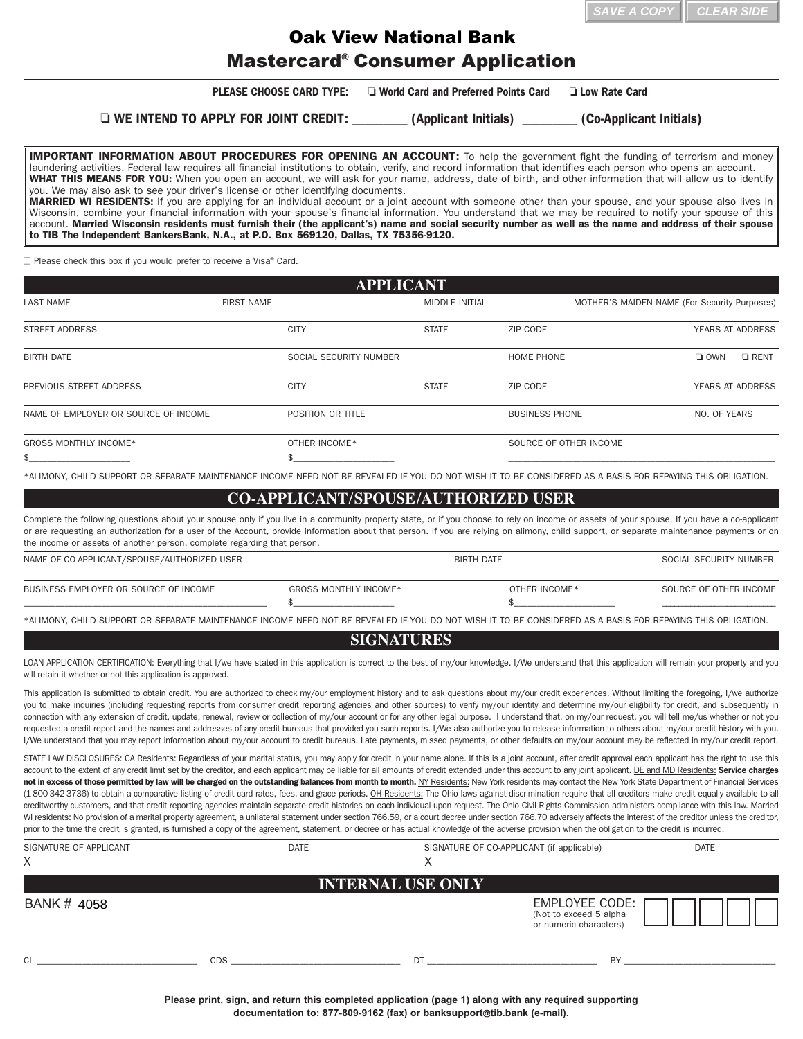# Oak View National Bank
# Mastercard® Consumer Application

**PLEASE CHOOSE CARD TYPE:** ❑ World Card and Preferred Points Card ❑ Low Rate Card

**❑ WE INTEND TO APPLY FOR JOINT CREDIT: ________ (Applicant Initials) ________ (Co-Applicant Initials)**

**IMPORTANT INFORMATION ABOUT PROCEDURES FOR OPENING AN ACCOUNT:** To help the government fight the funding of terrorism and money laundering activities, Federal law requires all financial institutions to obtain, verify, and record information that identifies each person who opens an account.
**WHAT THIS MEANS FOR YOU:** When you open an account, we will ask for your name, address, date of birth, and other information that will allow us to identify you. We may also ask to see your driver's license or other identifying documents.
**MARRIED WI RESIDENTS:** If you are applying for an individual account or a joint account with someone other than your spouse, and your spouse also lives in Wisconsin, combine your financial information with your spouse's financial information. You understand that we may be required to notify your spouse of this account. **Married Wisconsin residents must furnish their (the applicant's) name and social security number as well as the name and address of their spouse to TIB The Independent BankersBank, N.A., at P.O. Box 569120, Dallas, TX 75356-9120.**

☐ Please check this box if you would prefer to receive a Visa® Card.

## APPLICANT

| LAST NAME | FIRST NAME | MIDDLE INITIAL | MOTHER'S MAIDEN NAME (For Security Purposes) | |
|---|---|---|---|---|
| | | | | |
| STREET ADDRESS | CITY | STATE | ZIP CODE | YEARS AT ADDRESS |
| | | | | |
| BIRTH DATE | SOCIAL SECURITY NUMBER | | HOME PHONE | ❑ OWN ❑ RENT |
| | | | | |
| PREVIOUS STREET ADDRESS | CITY | STATE | ZIP CODE | YEARS AT ADDRESS |
| | | | | |
| NAME OF EMPLOYER OR SOURCE OF INCOME | POSITION OR TITLE | | BUSINESS PHONE | NO. OF YEARS |
| | | | | |
| GROSS MONTHLY INCOME* | OTHER INCOME* | | SOURCE OF OTHER INCOME | |
| $____________________ | $____________________ | | ____________________ | |

*ALIMONY, CHILD SUPPORT OR SEPARATE MAINTENANCE INCOME NEED NOT BE REVEALED IF YOU DO NOT WISH IT TO BE CONSIDERED AS A BASIS FOR REPAYING THIS OBLIGATION.

## CO-APPLICANT/SPOUSE/AUTHORIZED USER

Complete the following questions about your spouse only if you live in a community property state, or if you choose to rely on income or assets of your spouse. If you have a co-applicant or are requesting an authorization for a user of the Account, provide information about that person. If you are relying on alimony, child support, or separate maintenance payments or on the income or assets of another person, complete regarding that person.

| NAME OF CO-APPLICANT/SPOUSE/AUTHORIZED USER | | BIRTH DATE | SOCIAL SECURITY NUMBER |
|---|---|---|---|
| | | | |
| BUSINESS EMPLOYER OR SOURCE OF INCOME | GROSS MONTHLY INCOME* | OTHER INCOME* | SOURCE OF OTHER INCOME |
| ____________________ | $____________________ | $____________________ | ____________________ |

*ALIMONY, CHILD SUPPORT OR SEPARATE MAINTENANCE INCOME NEED NOT BE REVEALED IF YOU DO NOT WISH IT TO BE CONSIDERED AS A BASIS FOR REPAYING THIS OBLIGATION.

## SIGNATURES

LOAN APPLICATION CERTIFICATION: Everything that I/we have stated in this application is correct to the best of my/our knowledge. I/We understand that this application will remain your property and you will retain it whether or not this application is approved.

This application is submitted to obtain credit. You are authorized to check my/our employment history and to ask questions about my/our credit experiences. Without limiting the foregoing, I/we authorize you to make inquiries (including requesting reports from consumer credit reporting agencies and other sources) to verify my/our identity and determine my/our eligibility for credit, and subsequently in connection with any extension of credit, update, renewal, review or collection of my/our account or for any other legal purpose. I understand that, on my/our request, you will tell me/us whether or not you requested a credit report and the names and addresses of any credit bureaus that provided you such reports. I/We also authorize you to release information to others about my/our credit history with you. I/We understand that you may report information about my/our account to credit bureaus. Late payments, missed payments, or other defaults on my/our account may be reflected in my/our credit report.

STATE LAW DISCLOSURES: CA Residents: Regardless of your marital status, you may apply for credit in your name alone. If this is a joint account, after credit approval each applicant has the right to use this account to the extent of any credit limit set by the creditor, and each applicant may be liable for all amounts of credit extended under this account to any joint applicant. DE and MD Residents: **Service charges not in excess of those permitted by law will be charged on the outstanding balances from month to month.** NY Residents: New York residents may contact the New York State Department of Financial Services (1-800-342-3736) to obtain a comparative listing of credit card rates, fees, and grace periods. OH Residents: The Ohio laws against discrimination require that all creditors make credit equally available to all creditworthy customers, and that credit reporting agencies maintain separate credit histories on each individual upon request. The Ohio Civil Rights Commission administers compliance with this law. Married WI residents: No provision of a marital property agreement, a unilateral statement under section 766.59, or a court decree under section 766.70 adversely affects the interest of the creditor unless the creditor, prior to the time the credit is granted, is furnished a copy of the agreement, statement, or decree or has actual knowledge of the adverse provision when the obligation to the credit is incurred.

| SIGNATURE OF APPLICANT | DATE | SIGNATURE OF CO-APPLICANT (if applicable) | DATE |
|---|---|---|---|
| X | | X | |

## INTERNAL USE ONLY

BANK # 4058

EMPLOYEE CODE: (Not to exceed 5 alpha or numeric characters) ☐☐☐☐☐

CL ____________________ CDS ____________________ DT ____________________ BY ____________________

**Please print, sign, and return this completed application (page 1) along with any required supporting documentation to: 877-809-9162 (fax) or banksupport@tib.bank (e-mail).**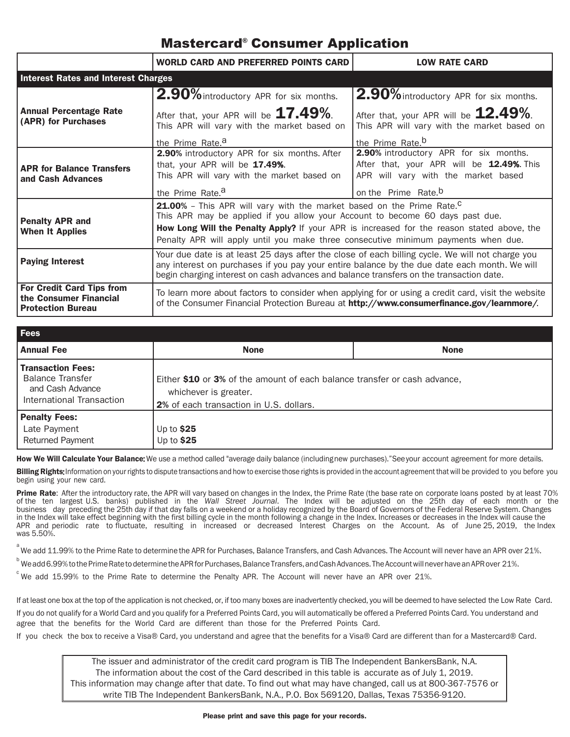# Mastercard® Consumer Application

| | WORLD CARD AND PREFERRED POINTS CARD | LOW RATE CARD |
|---|---|---|
| **Interest Rates and Interest Charges** | | |
| **Annual Percentage Rate (APR) for Purchases** | **2.90%** introductory APR for six months. After that, your APR will be **17.49%**. This APR will vary with the market based on the Prime Rate.[a] | **2.90%** introductory APR for six months. After that, your APR will be **12.49%**. This APR will vary with the market based on the Prime Rate.[b] |
| **APR for Balance Transfers and Cash Advances** | **2.90%** introductory APR for six months. After that, your APR will be **17.49%**. This APR will vary with the market based on the Prime Rate.[a] | **2.90%** introductory APR for six months. After that, your APR will be **12.49%**. This APR will vary with the market based on the Prime Rate.[b] |
| **Penalty APR and When It Applies** | **21.00%** – This APR will vary with the market based on the Prime Rate.[c] This APR may be applied if you allow your Account to become 60 days past due. **How Long Will the Penalty Apply?** If your APR is increased for the reason stated above, the Penalty APR will apply until you make three consecutive minimum payments when due. | |
| **Paying Interest** | Your due date is at least 25 days after the close of each billing cycle. We will not charge you any interest on purchases if you pay your entire balance by the due date each month. We will begin charging interest on cash advances and balance transfers on the transaction date. | |
| **For Credit Card Tips from the Consumer Financial Protection Bureau** | To learn more about factors to consider when applying for or using a credit card, visit the website of the Consumer Financial Protection Bureau at **http://www.consumerfinance.gov/learnmore/**. | |

| **Fees** | | |
|---|---|---|
| **Annual Fee** | **None** | **None** |
| **Transaction Fees:** Balance Transfer and Cash Advance; International Transaction | Either **$10** or **3%** of the amount of each balance transfer or cash advance, whichever is greater. **2%** of each transaction in U.S. dollars. | |
| **Penalty Fees:** Late Payment; Returned Payment | Up to **$25**; Up to **$25** | |

**How We Will Calculate Your Balance:** We use a method called "average daily balance (including new purchases)." See your account agreement for more details.

**Billing Rights:** Information on your rights to dispute transactions and how to exercise those rights is provided in the account agreement that will be provided to you before you begin using your new card.

**Prime Rate**: After the introductory rate, the APR will vary based on changes in the Index, the Prime Rate (the base rate on corporate loans posted by at least 70% of the ten largest U.S. banks) published in the *Wall Street Journal*. The Index will be adjusted on the 25th day of each month or the business day preceding the 25th day if that day falls on a weekend or a holiday recognized by the Board of Governors of the Federal Reserve System. Changes in the Index will take effect beginning with the first billing cycle in the month following a change in the Index. Increases or decreases in the Index will cause the APR and periodic rate to fluctuate, resulting in increased or decreased Interest Charges on the Account. As of June 25, 2019, the Index was 5.50%.

[a] We add 11.99% to the Prime Rate to determine the APR for Purchases, Balance Transfers, and Cash Advances. The Account will never have an APR over 21%.

[b] We add 6.99% to the Prime Rate to determine the APR for Purchases, Balance Transfers, and Cash Advances. The Account will never have an APR over 21%.

[c] We add 15.99% to the Prime Rate to determine the Penalty APR. The Account will never have an APR over 21%.

If at least one box at the top of the application is not checked, or, if too many boxes are inadvertently checked, you will be deemed to have selected the Low Rate Card.

If you do not qualify for a World Card and you qualify for a Preferred Points Card, you will automatically be offered a Preferred Points Card. You understand and agree that the benefits for the World Card are different than those for the Preferred Points Card.

If you check the box to receive a Visa® Card, you understand and agree that the benefits for a Visa® Card are different than for a Mastercard® Card.

The issuer and administrator of the credit card program is TIB The Independent BankersBank, N.A.
The information about the cost of the Card described in this table is accurate as of July 1, 2019.
This information may change after that date. To find out what may have changed, call us at 800-367-7576 or write TIB The Independent BankersBank, N.A., P.O. Box 569120, Dallas, Texas 75356-9120.

**Please print and save this page for your records.**